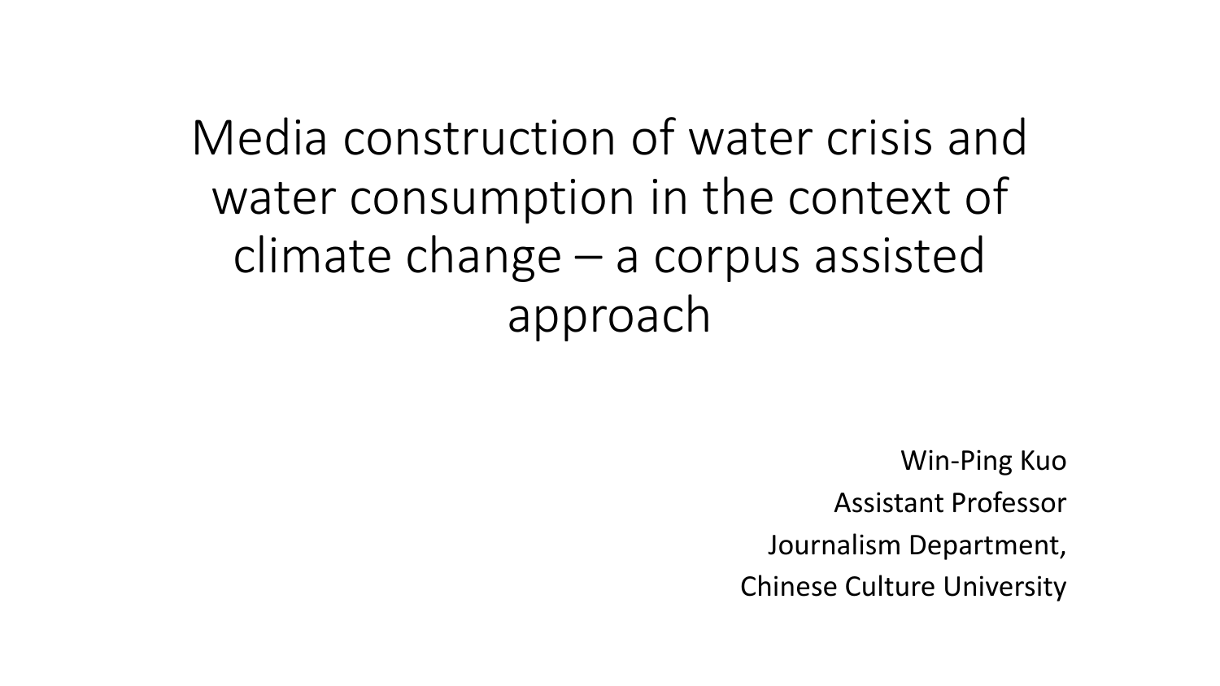# Media construction of water crisis and water consumption in the context of climate change – a corpus assisted approach

Win-Ping Kuo  
Assistant Professor  
Journalism Department,  
Chinese Culture University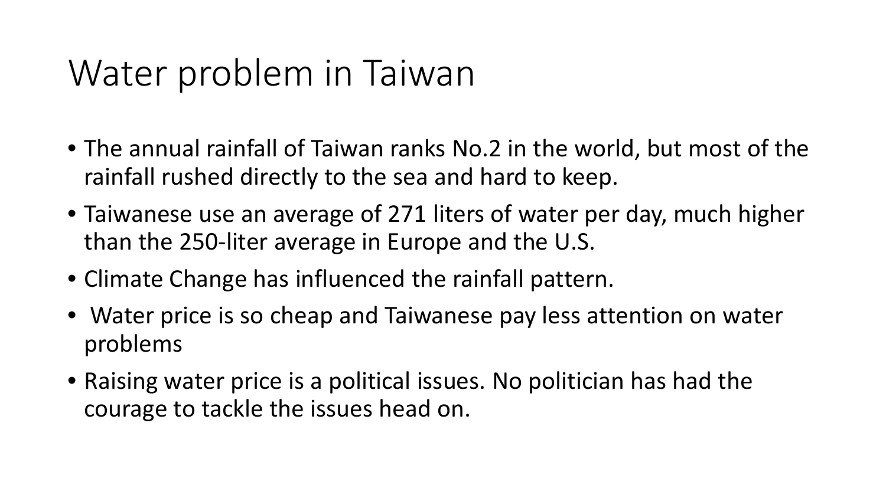# Water problem in Taiwan

- The annual rainfall of Taiwan ranks No.2 in the world, but most of the rainfall rushed directly to the sea and hard to keep.
- Taiwanese use an average of 271 liters of water per day, much higher than the 250-liter average in Europe and the U.S.
- Climate Change has influenced the rainfall pattern.
- Water price is so cheap and Taiwanese pay less attention on water problems
- Raising water price is a political issues. No politician has had the courage to tackle the issues head on.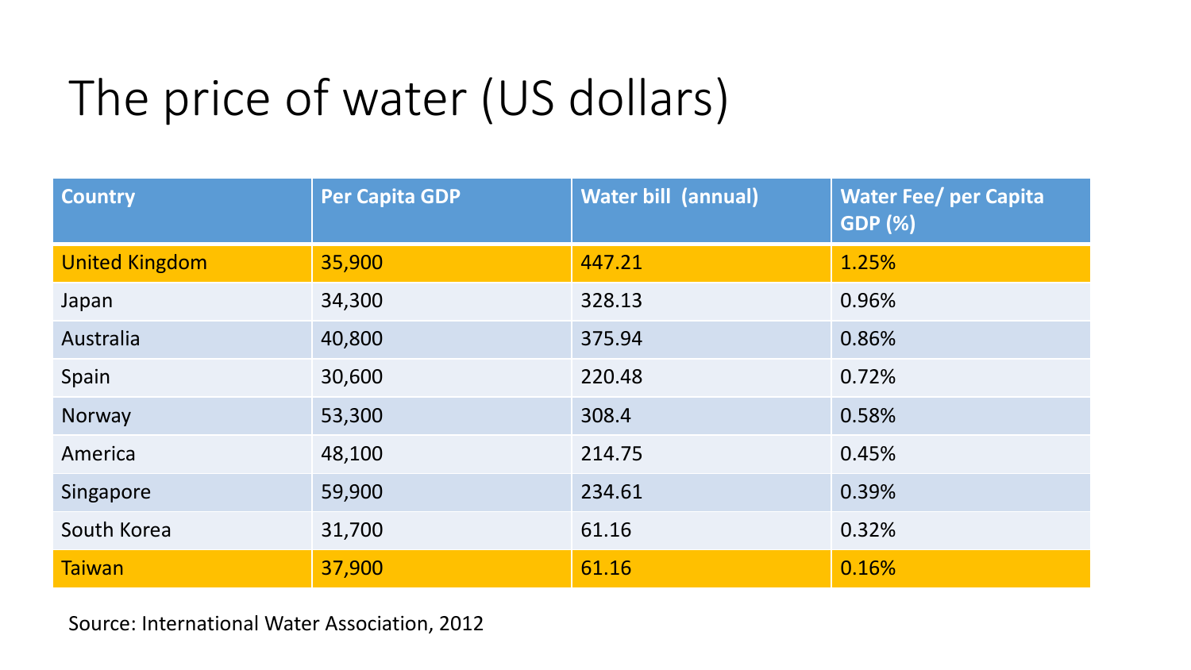# The price of water (US dollars)

| Country | Per Capita GDP | Water bill (annual) | Water Fee/ per Capita GDP (%) |
|---|---|---|---|
| United Kingdom | 35,900 | 447.21 | 1.25% |
| Japan | 34,300 | 328.13 | 0.96% |
| Australia | 40,800 | 375.94 | 0.86% |
| Spain | 30,600 | 220.48 | 0.72% |
| Norway | 53,300 | 308.4 | 0.58% |
| America | 48,100 | 214.75 | 0.45% |
| Singapore | 59,900 | 234.61 | 0.39% |
| South Korea | 31,700 | 61.16 | 0.32% |
| Taiwan | 37,900 | 61.16 | 0.16% |

Source: International Water Association, 2012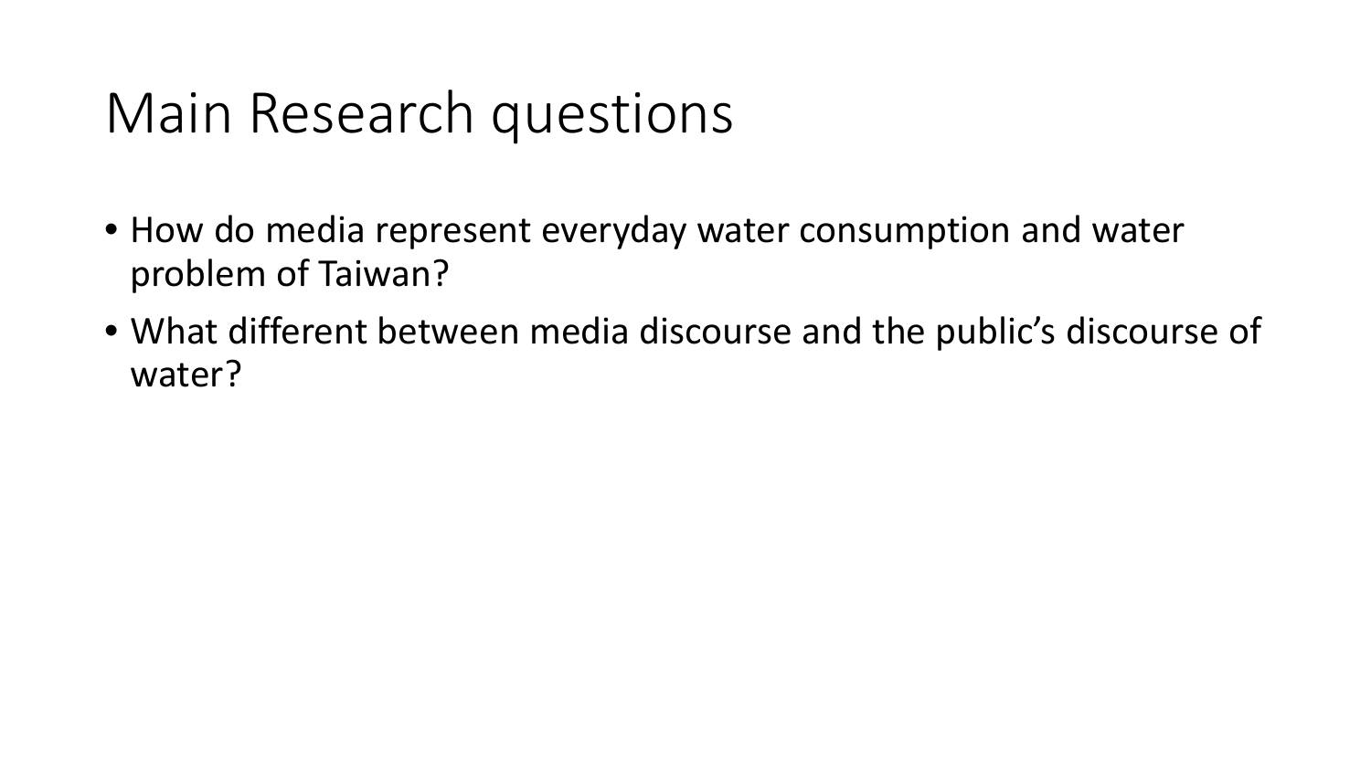# Main Research questions

- How do media represent everyday water consumption and water problem of Taiwan?
- What different between media discourse and the public's discourse of water?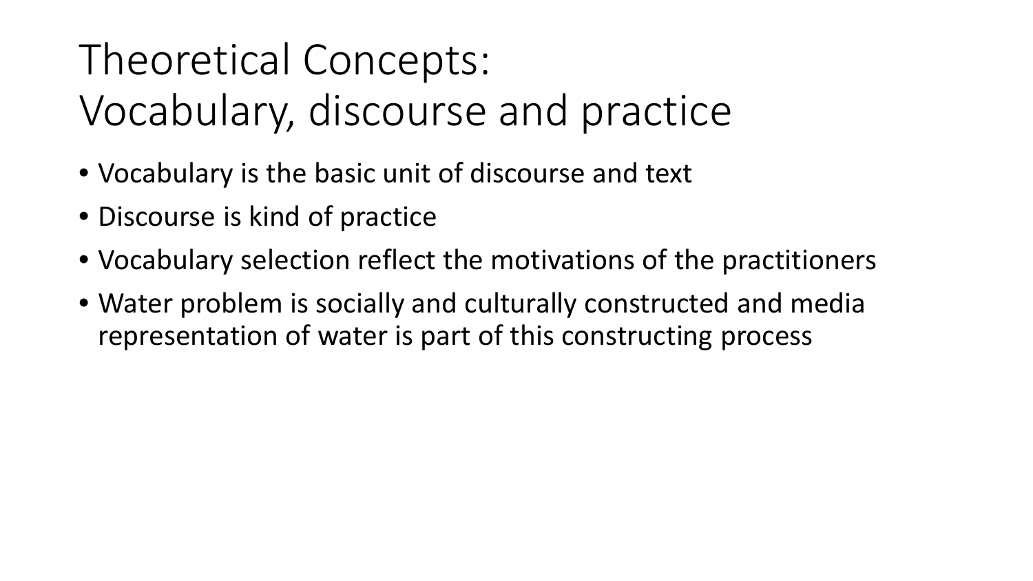# Theoretical Concepts: Vocabulary, discourse and practice

- Vocabulary is the basic unit of discourse and text
- Discourse is kind of practice
- Vocabulary selection reflect the motivations of the practitioners
- Water problem is socially and culturally constructed and media representation of water is part of this constructing process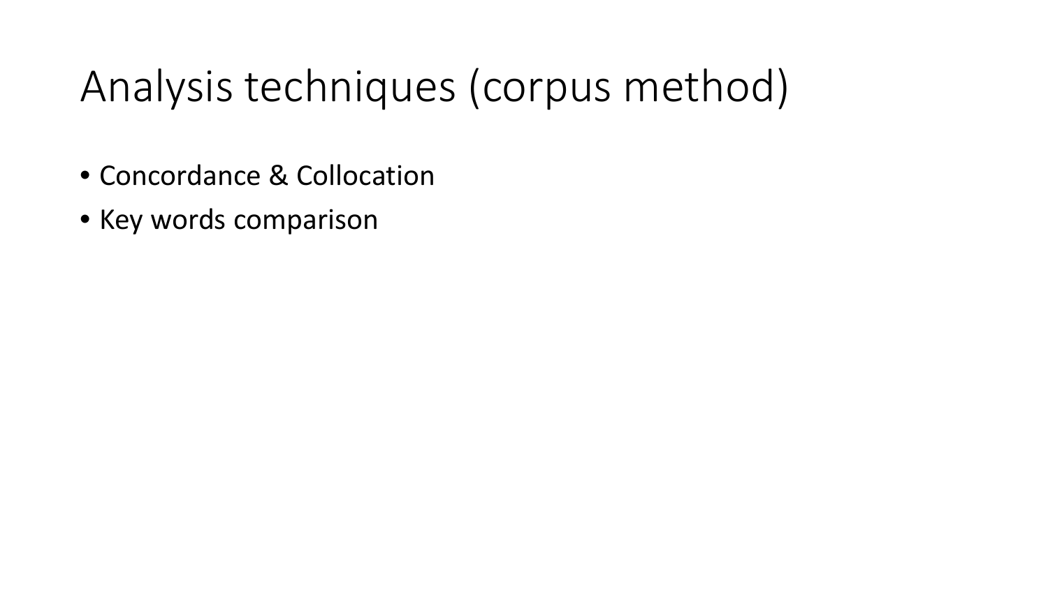# Analysis techniques (corpus method)

- Concordance & Collocation
- Key words comparison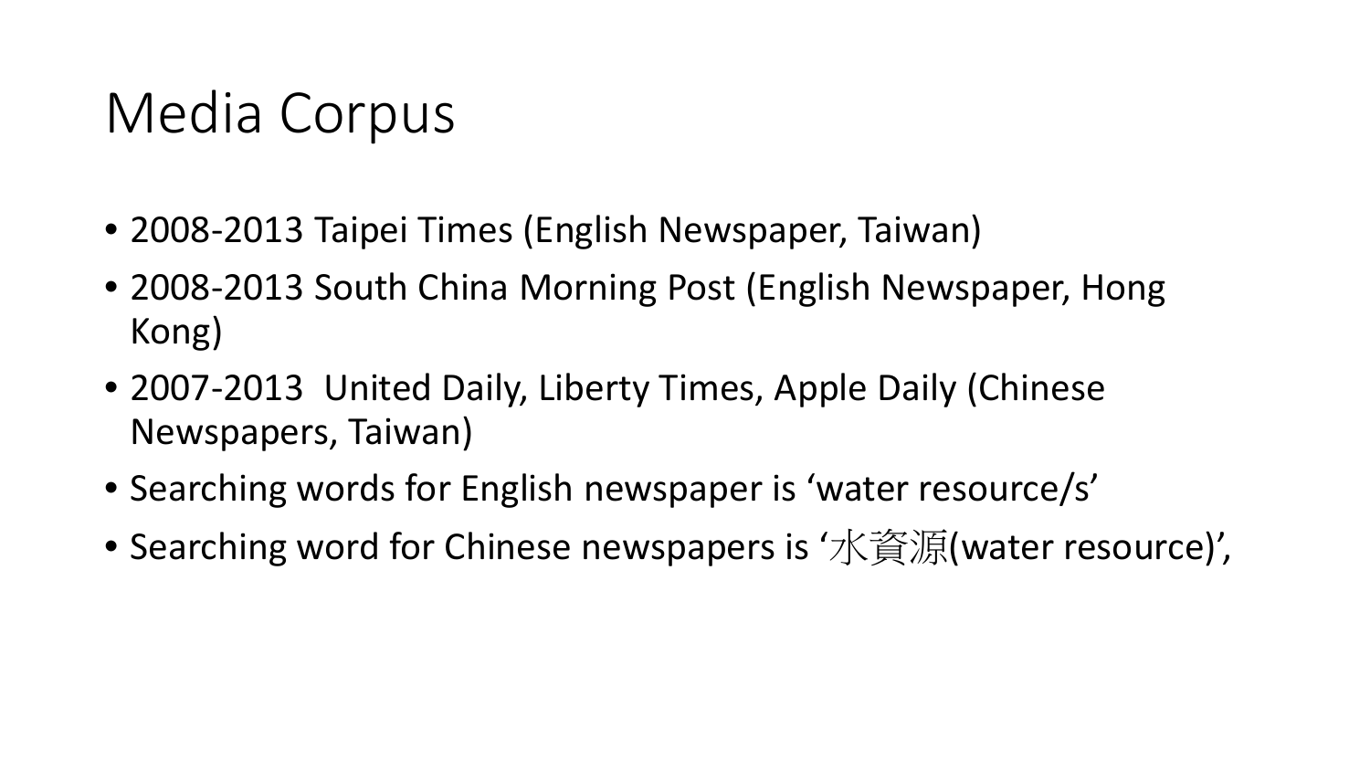# Media Corpus

- 2008-2013 Taipei Times (English Newspaper, Taiwan)
- 2008-2013 South China Morning Post (English Newspaper, Hong Kong)
- 2007-2013  United Daily, Liberty Times, Apple Daily (Chinese Newspapers, Taiwan)
- Searching words for English newspaper is 'water resource/s'
- Searching word for Chinese newspapers is '水資源(water resource)',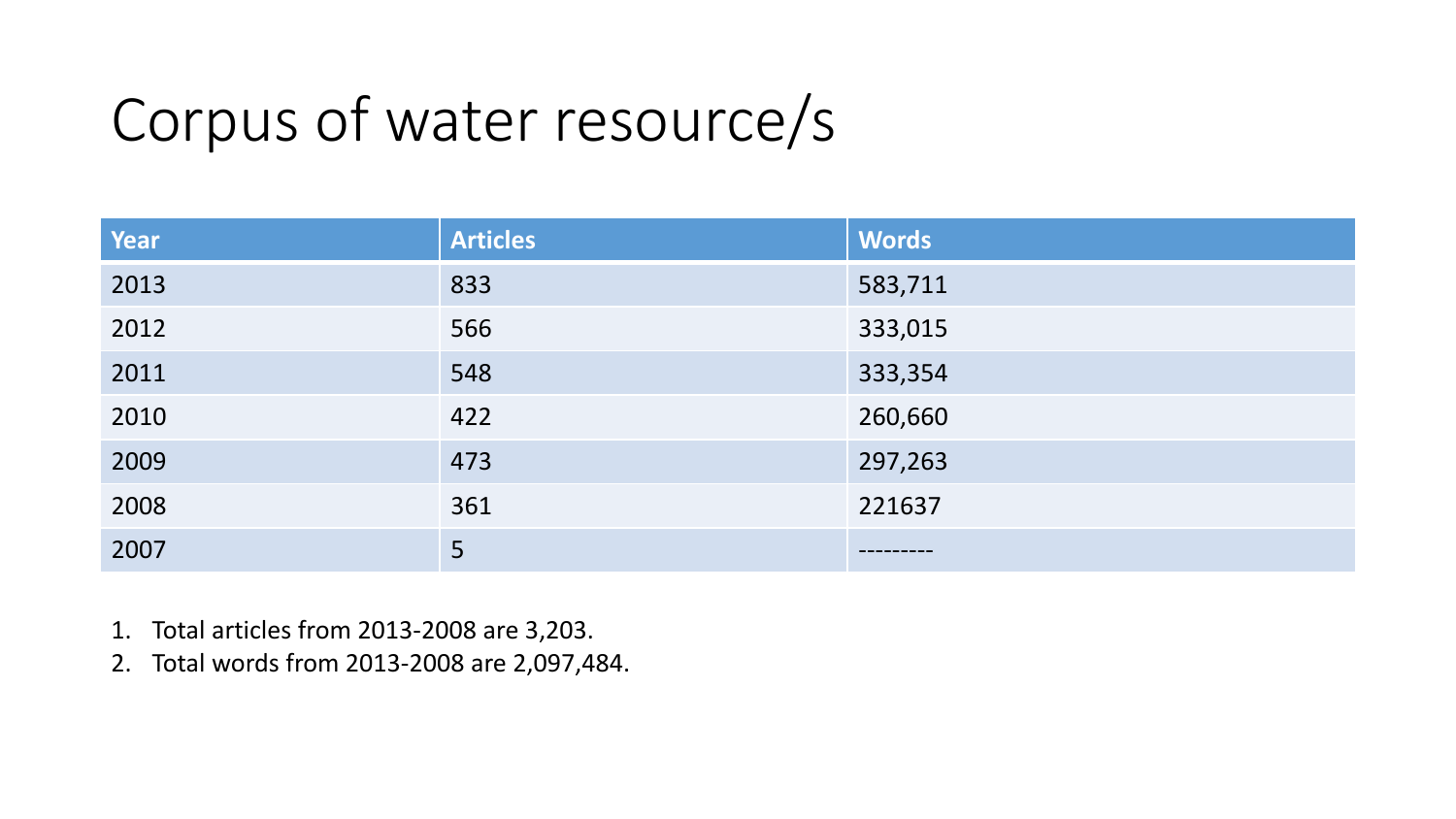# Corpus of water resource/s

| Year | Articles | Words |
|---|---|---|
| 2013 | 833 | 583,711 |
| 2012 | 566 | 333,015 |
| 2011 | 548 | 333,354 |
| 2010 | 422 | 260,660 |
| 2009 | 473 | 297,263 |
| 2008 | 361 | 221637 |
| 2007 | 5 | --------- |

1. Total articles from 2013-2008 are 3,203.
2. Total words from 2013-2008 are 2,097,484.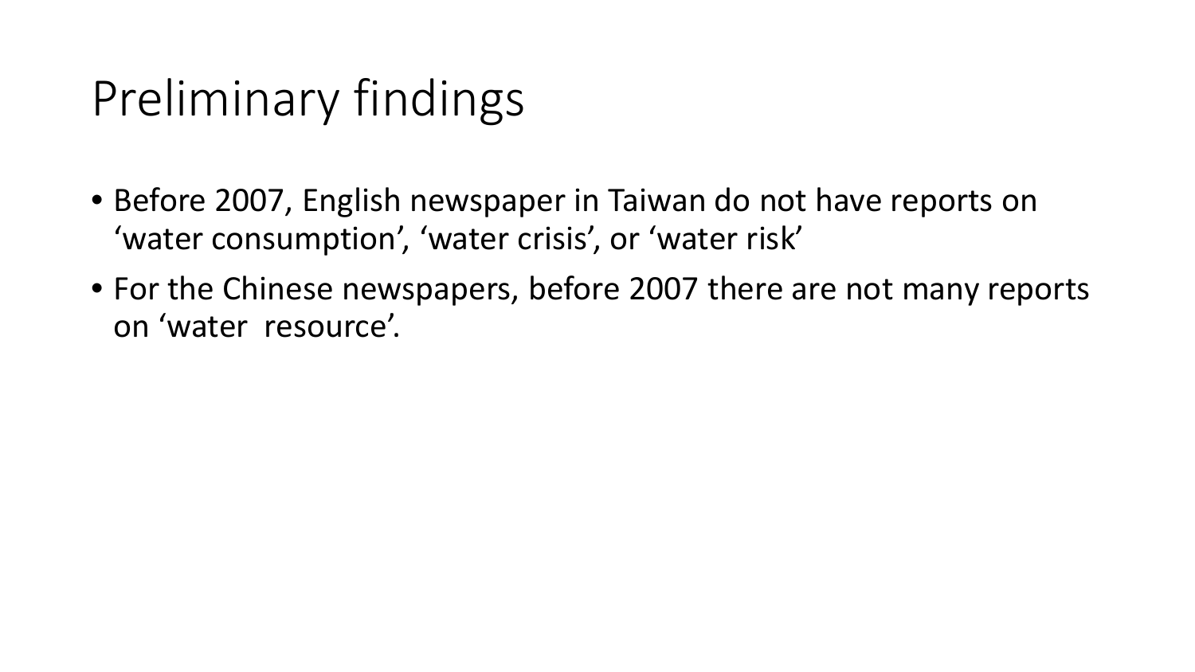# Preliminary findings

- Before 2007, English newspaper in Taiwan do not have reports on 'water consumption', 'water crisis', or 'water risk'
- For the Chinese newspapers, before 2007 there are not many reports on 'water resource'.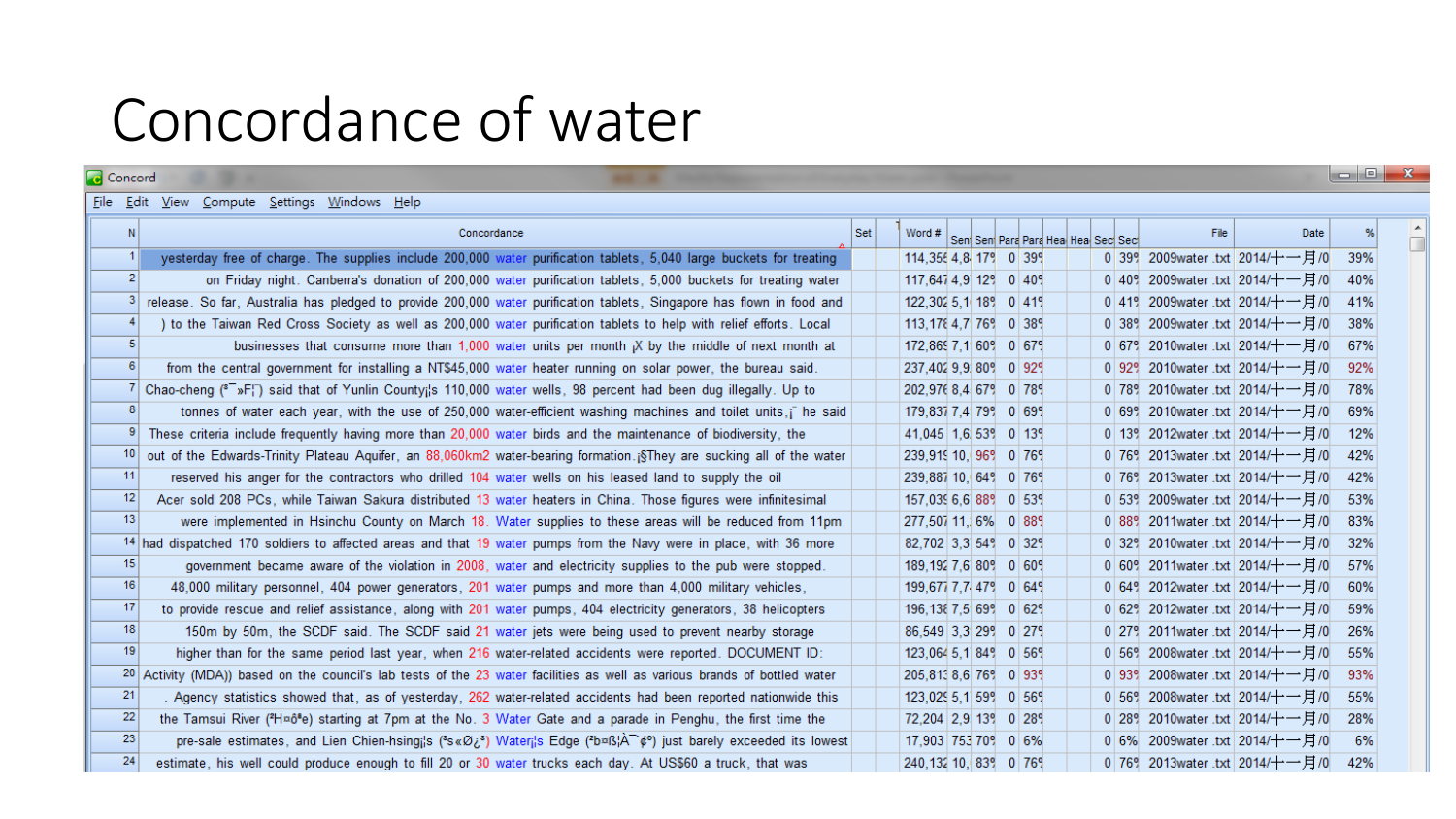# Concordance of water

Concord

File Edit View Compute Settings Windows Help

| N | Concordance | Set | Word # | Sen | Sen | Para | Para | Hea | Hea | Sec | Sec | File | Date | % |
|---|---|---|---|---|---|---|---|---|---|---|---|---|---|---|
| 1 | yesterday free of charge. The supplies include 200,000 water purification tablets, 5,040 large buckets for treating | | 114,355 | 4,8 | 17% | 0 | 39% | | | 0 | 39% | 2009water.txt | 2014/十一月/0 | 39% |
| 2 | on Friday night. Canberra's donation of 200,000 water purification tablets, 5,000 buckets for treating water | | 117,647 | 4,9 | 12% | 0 | 40% | | | 0 | 40% | 2009water.txt | 2014/十一月/0 | 40% |
| 3 | release. So far, Australia has pledged to provide 200,000 water purification tablets, Singapore has flown in food and | | 122,302 | 5,1 | 18% | 0 | 41% | | | 0 | 41% | 2009water.txt | 2014/十一月/0 | 41% |
| 4 | ) to the Taiwan Red Cross Society as well as 200,000 water purification tablets to help with relief efforts. Local | | 113,178 | 4,7 | 76% | 0 | 38% | | | 0 | 38% | 2009water.txt | 2014/十一月/0 | 38% |
| 5 | businesses that consume more than 1,000 water units per month ¡X by the middle of next month at | | 172,869 | 7,1 | 60% | 0 | 67% | | | 0 | 67% | 2010water.txt | 2014/十一月/0 | 67% |
| 6 | from the central government for installing a NT$45,000 water heater running on solar power, the bureau said. | | 237,402 | 9,9 | 80% | 0 | 92% | | | 0 | 92% | 2010water.txt | 2014/十一月/0 | 92% |
| 7 | Chao-cheng (ª¯»F¦) said that of Yunlin County¡¦s 110,000 water wells, 98 percent had been dug illegally. Up to | | 202,976 | 8,4 | 67% | 0 | 78% | | | 0 | 78% | 2010water.txt | 2014/十一月/0 | 78% |
| 8 | tonnes of water each year, with the use of 250,000 water-efficient washing machines and toilet units,¡ he said | | 179,837 | 7,4 | 79% | 0 | 69% | | | 0 | 69% | 2010water.txt | 2014/十一月/0 | 69% |
| 9 | These criteria include frequently having more than 20,000 water birds and the maintenance of biodiversity, the | | 41,045 | 1,6 | 53% | 0 | 13% | | | 0 | 13% | 2012water.txt | 2014/十一月/0 | 12% |
| 10 | out of the Edwards-Trinity Plateau Aquifer, an 88,060km2 water-bearing formation.¡§They are sucking all of the water | | 239,919 | 10, | 96% | 0 | 76% | | | 0 | 76% | 2013water.txt | 2014/十一月/0 | 42% |
| 11 | reserved his anger for the contractors who drilled 104 water wells on his leased land to supply the oil | | 239,887 | 10, | 64% | 0 | 76% | | | 0 | 76% | 2013water.txt | 2014/十一月/0 | 42% |
| 12 | Acer sold 208 PCs, while Taiwan Sakura distributed 13 water heaters in China. Those figures were infinitesimal | | 157,039 | 6,6 | 88% | 0 | 53% | | | 0 | 53% | 2009water.txt | 2014/十一月/0 | 53% |
| 13 | were implemented in Hsinchu County on March 18. Water supplies to these areas will be reduced from 11pm | | 277,507 | 11, | 6% | 0 | 88% | | | 0 | 88% | 2011water.txt | 2014/十一月/0 | 83% |
| 14 | had dispatched 170 soldiers to affected areas and that 19 water pumps from the Navy were in place, with 36 more | | 82,702 | 3,3 | 54% | 0 | 32% | | | 0 | 32% | 2010water.txt | 2014/十一月/0 | 32% |
| 15 | government became aware of the violation in 2008, water and electricity supplies to the pub were stopped. | | 189,192 | 7,6 | 80% | 0 | 60% | | | 0 | 60% | 2011water.txt | 2014/十一月/0 | 57% |
| 16 | 48,000 military personnel, 404 power generators, 201 water pumps and more than 4,000 military vehicles, | | 199,677 | 7,7 | 47% | 0 | 64% | | | 0 | 64% | 2012water.txt | 2014/十一月/0 | 60% |
| 17 | to provide rescue and relief assistance, along with 201 water pumps, 404 electricity generators, 38 helicopters | | 196,138 | 7,5 | 69% | 0 | 62% | | | 0 | 62% | 2012water.txt | 2014/十一月/0 | 59% |
| 18 | 150m by 50m, the SCDF said. The SCDF said 21 water jets were being used to prevent nearby storage | | 86,549 | 3,3 | 29% | 0 | 27% | | | 0 | 27% | 2011water.txt | 2014/十一月/0 | 26% |
| 19 | higher than for the same period last year, when 216 water-related accidents were reported. DOCUMENT ID: | | 123,064 | 5,1 | 84% | 0 | 56% | | | 0 | 56% | 2008water.txt | 2014/十一月/0 | 55% |
| 20 | Activity (MDA)) based on the council's lab tests of the 23 water facilities as well as various brands of bottled water | | 205,813 | 8,6 | 76% | 0 | 93% | | | 0 | 93% | 2008water.txt | 2014/十一月/0 | 93% |
| 21 | . Agency statistics showed that, as of yesterday, 262 water-related accidents had been reported nationwide this | | 123,029 | 5,1 | 59% | 0 | 56% | | | 0 | 56% | 2008water.txt | 2014/十一月/0 | 55% |
| 22 | the Tamsui River (ªH¤ô°e) starting at 7pm at the No. 3 Water Gate and a parade in Penghu, the first time the | | 72,204 | 2,9 | 13% | 0 | 28% | | | 0 | 28% | 2010water.txt | 2014/十一月/0 | 28% |
| 23 | pre-sale estimates, and Lien Chien-hsing¡¦s (³s«Ø¿³) Water¡¦s Edge (ªb¤ß¦À¯¢º) just barely exceeded its lowest | | 17,903 | 753 | 70% | 0 | 6% | | | 0 | 6% | 2009water.txt | 2014/十一月/0 | 6% |
| 24 | estimate, his well could produce enough to fill 20 or 30 water trucks each day. At US$60 a truck, that was | | 240,132 | 10, | 83% | 0 | 76% | | | 0 | 76% | 2013water.txt | 2014/十一月/0 | 42% |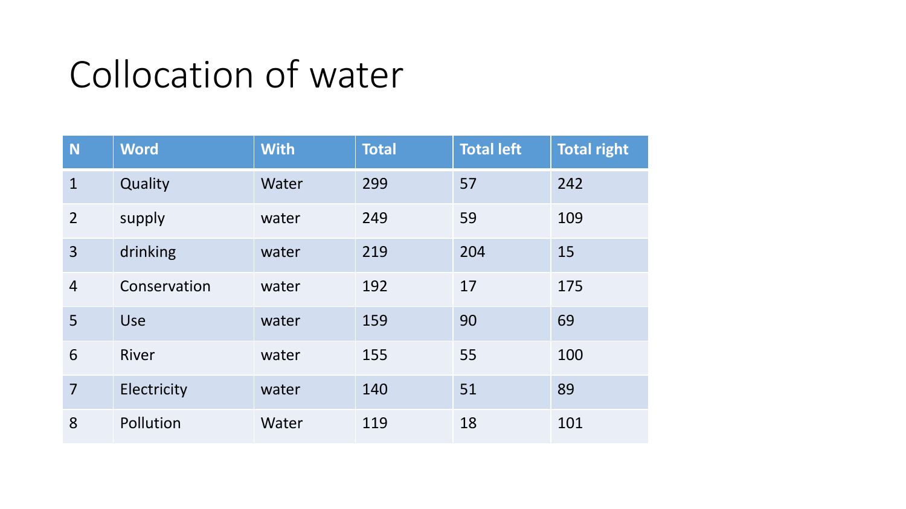# Collocation of water

| N | Word | With | Total | Total left | Total right |
|---|---|---|---|---|---|
| 1 | Quality | Water | 299 | 57 | 242 |
| 2 | supply | water | 249 | 59 | 109 |
| 3 | drinking | water | 219 | 204 | 15 |
| 4 | Conservation | water | 192 | 17 | 175 |
| 5 | Use | water | 159 | 90 | 69 |
| 6 | River | water | 155 | 55 | 100 |
| 7 | Electricity | water | 140 | 51 | 89 |
| 8 | Pollution | Water | 119 | 18 | 101 |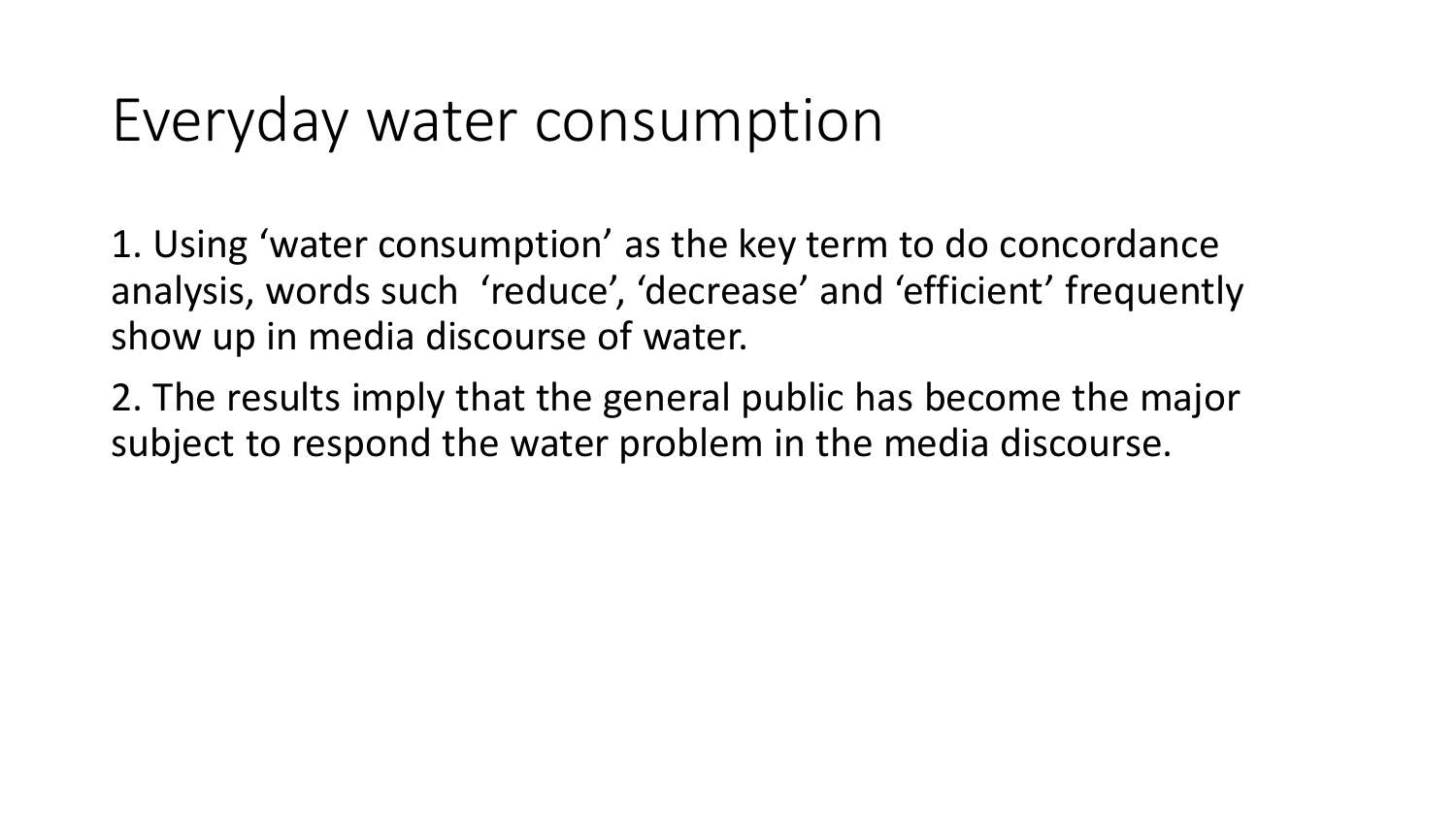# Everyday water consumption

1. Using ‘water consumption’ as the key term to do concordance analysis, words such ‘reduce’, ‘decrease’ and ‘efficient’ frequently show up in media discourse of water.

2. The results imply that the general public has become the major subject to respond the water problem in the media discourse.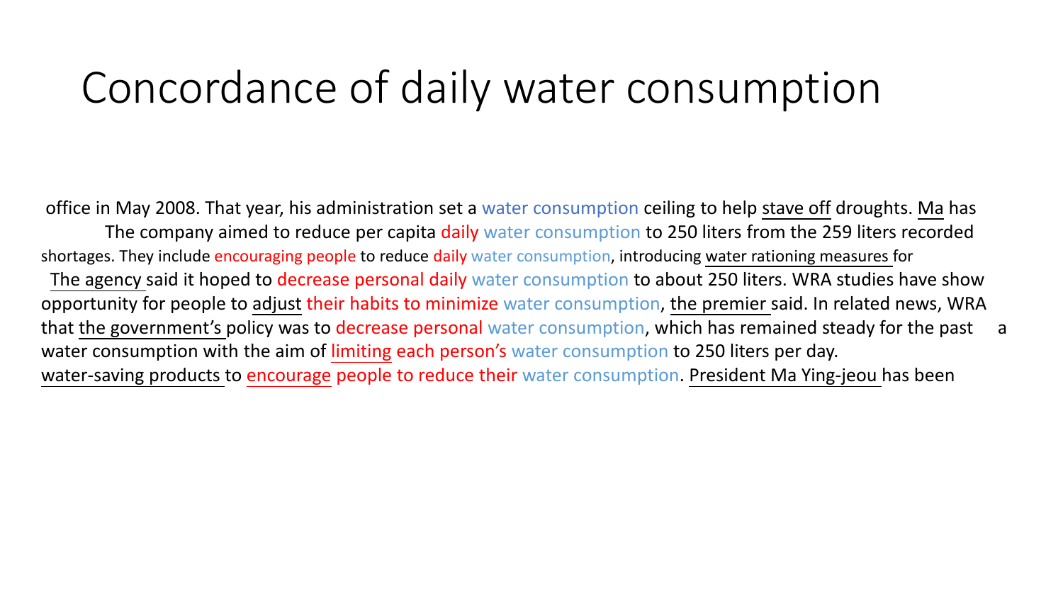# Concordance of daily water consumption

office in May 2008. That year, his administration set a water consumption ceiling to help stave off droughts. Ma has

The company aimed to reduce per capita daily water consumption to 250 liters from the 259 liters recorded

shortages. They include encouraging people to reduce daily water consumption, introducing water rationing measures for

The agency said it hoped to decrease personal daily water consumption to about 250 liters. WRA studies have show

opportunity for people to adjust their habits to minimize water consumption, the premier said. In related news, WRA

that the government's policy was to decrease personal water consumption, which has remained steady for the past a

water consumption with the aim of limiting each person's water consumption to 250 liters per day.

water-saving products to encourage people to reduce their water consumption. President Ma Ying-jeou has been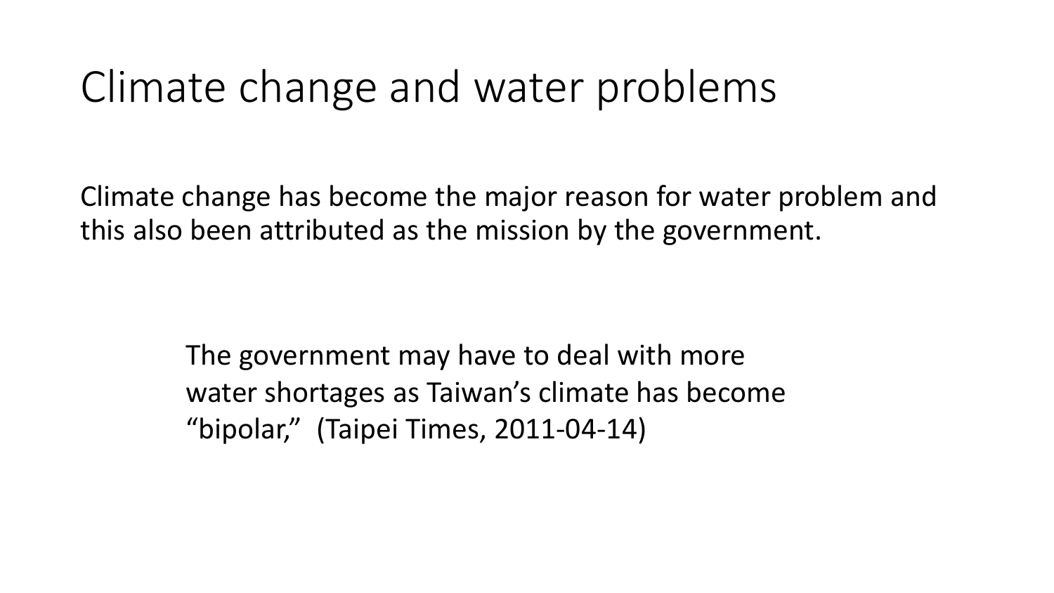# Climate change and water problems

Climate change has become the major reason for water problem and this also been attributed as the mission by the government.

> The government may have to deal with more water shortages as Taiwan's climate has become "bipolar," (Taipei Times, 2011-04-14)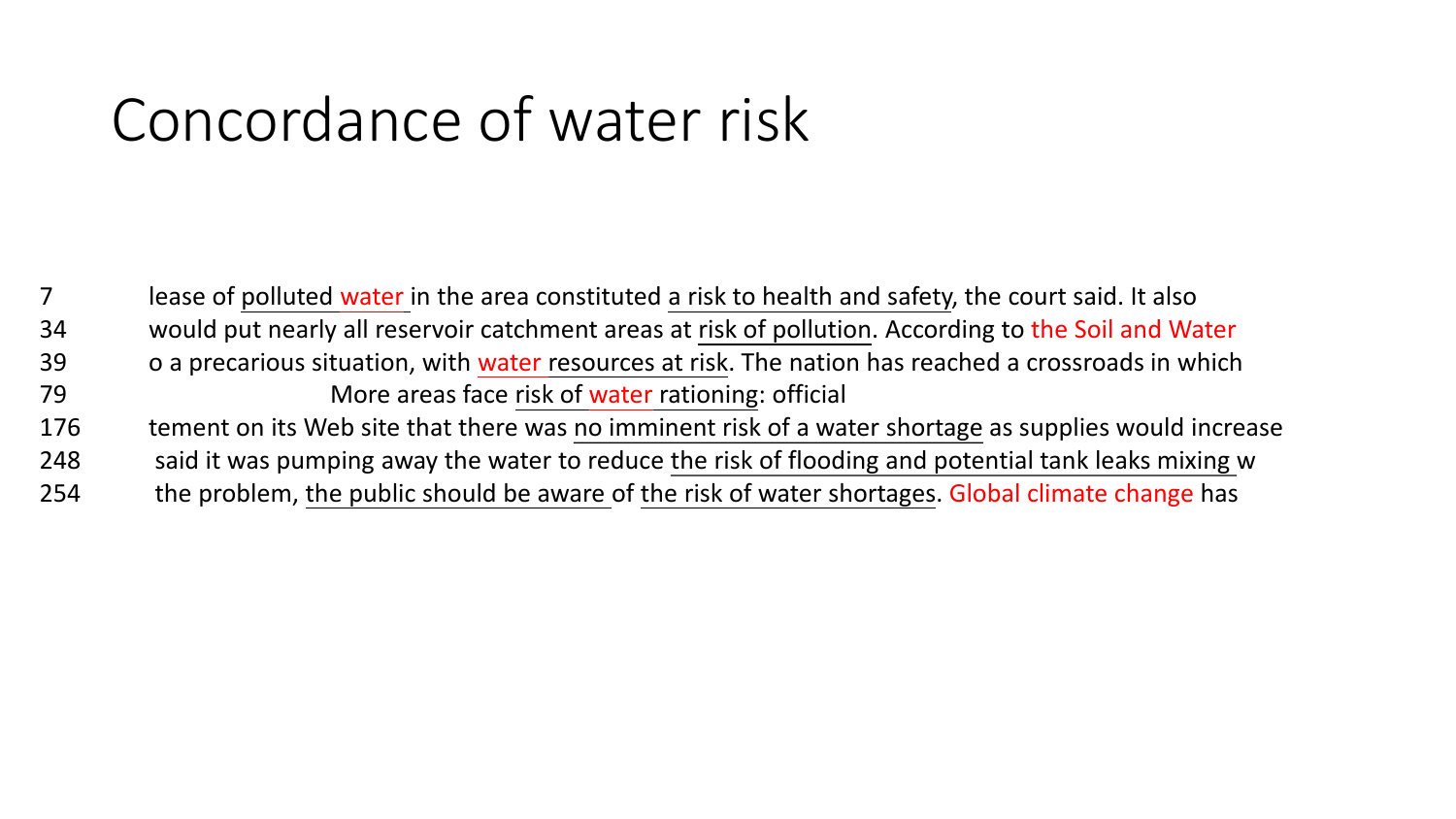# Concordance of water risk

| | |
|---|---|
| 7 | lease of polluted water in the area constituted a risk to health and safety, the court said. It also |
| 34 | would put nearly all reservoir catchment areas at risk of pollution. According to the Soil and Water |
| 39 | o a precarious situation, with water resources at risk. The nation has reached a crossroads in which |
| 79 | More areas face risk of water rationing: official |
| 176 | tement on its Web site that there was no imminent risk of a water shortage as supplies would increase |
| 248 | said it was pumping away the water to reduce the risk of flooding and potential tank leaks mixing w |
| 254 | the problem, the public should be aware of the risk of water shortages. Global climate change has |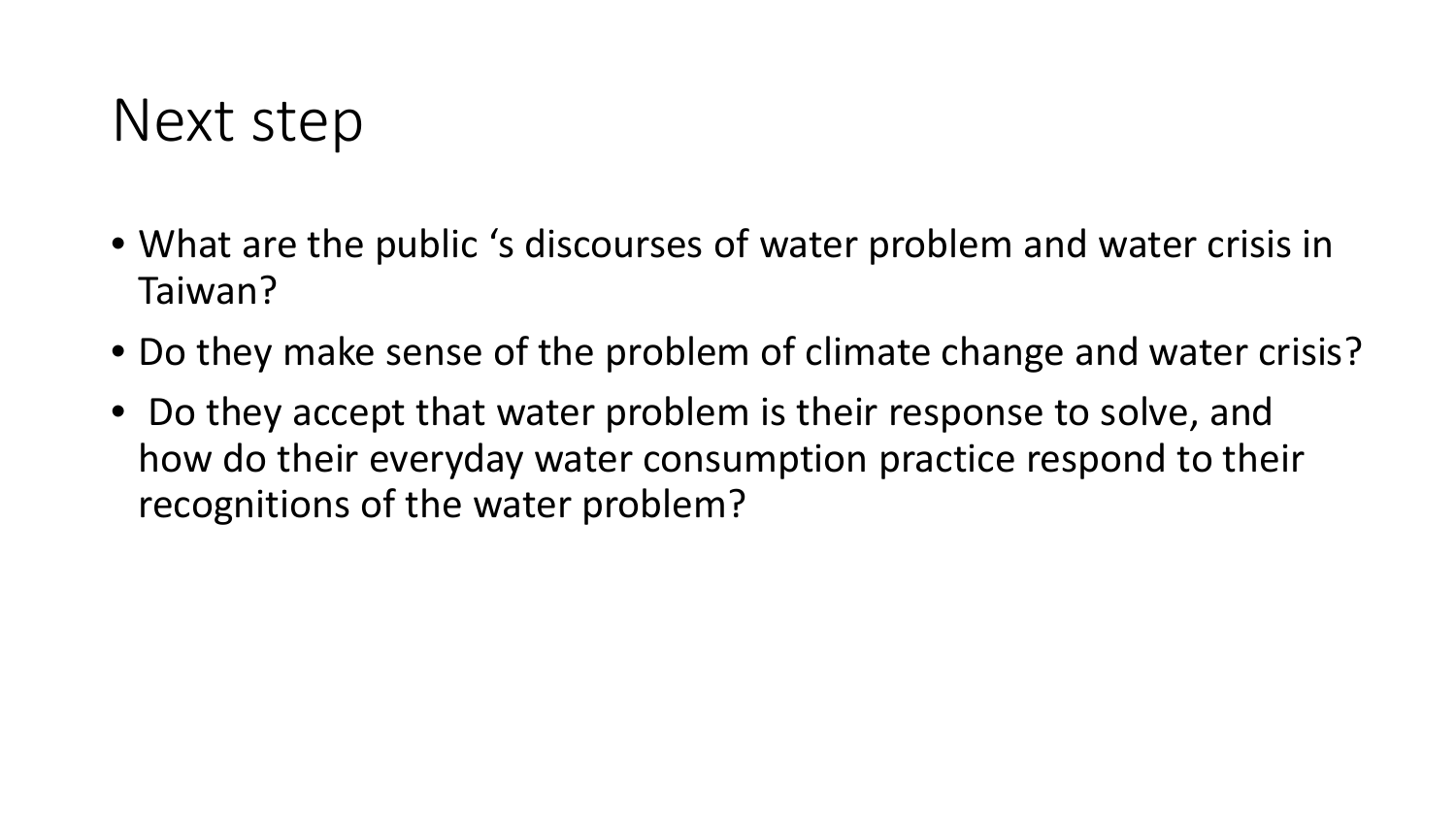# Next step

- What are the public 's discourses of water problem and water crisis in Taiwan?
- Do they make sense of the problem of climate change and water crisis?
- Do they accept that water problem is their response to solve, and how do their everyday water consumption practice respond to their recognitions of the water problem?